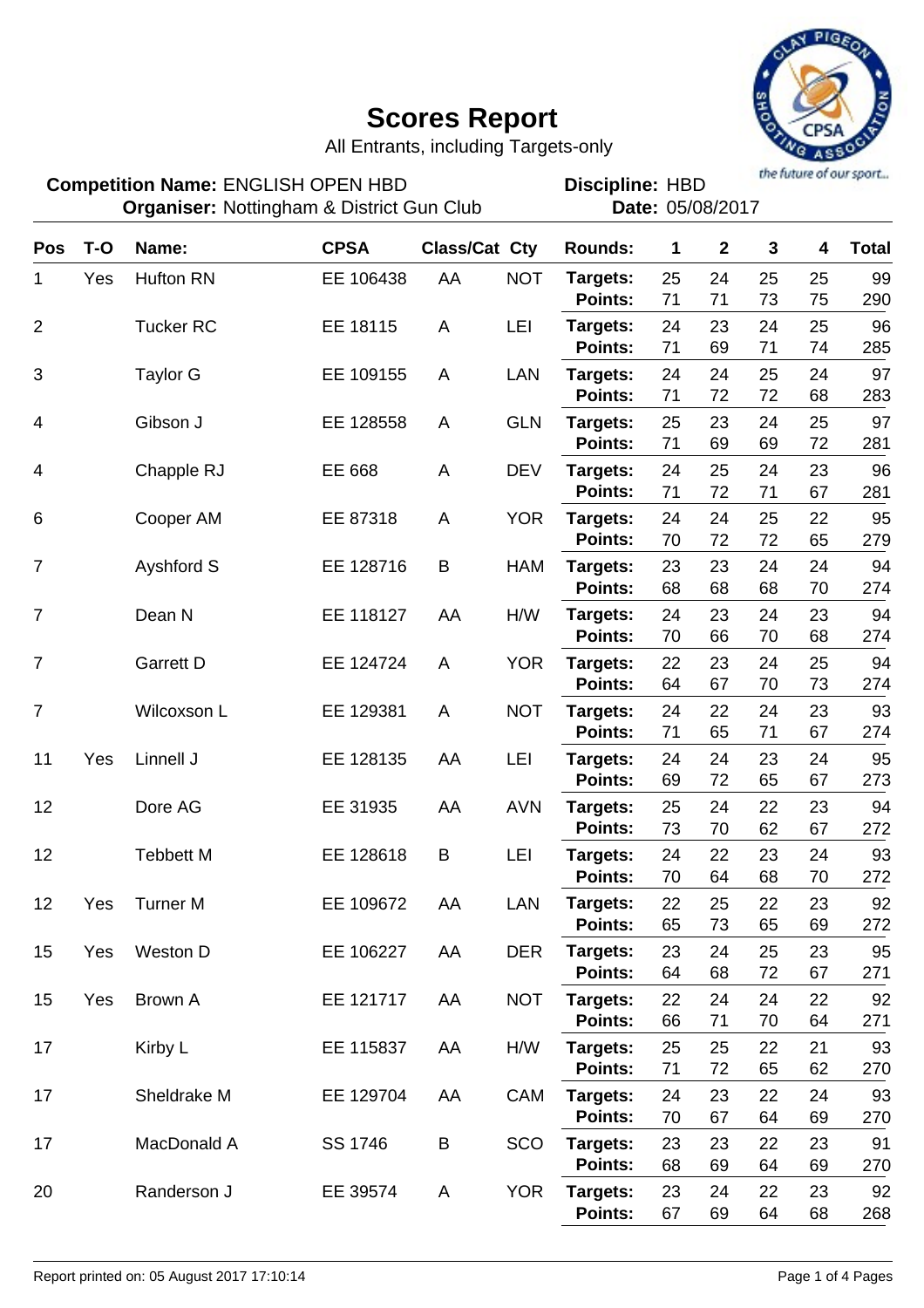# Scores Report

All Entrants, including Targets-only

**Competition Name:** ENGLISH OPEN HBD
**Organiser:** Nottingham & District Gun Club

**Discipline:** HBD
**Date:** 05/08/2017

| Pos | T-O | Name: | CPSA | Class/Cat | Cty | Rounds: | 1 | 2 | 3 | 4 | Total |
|---|---|---|---|---|---|---|---|---|---|---|---|
| 1 | Yes | Hufton RN | EE 106438 | AA | NOT | **Targets:** | 25 | 24 | 25 | 25 | 99 |
| | | | | | | **Points:** | 71 | 71 | 73 | 75 | 290 |
| 2 | | Tucker RC | EE 18115 | A | LEI | **Targets:** | 24 | 23 | 24 | 25 | 96 |
| | | | | | | **Points:** | 71 | 69 | 71 | 74 | 285 |
| 3 | | Taylor G | EE 109155 | A | LAN | **Targets:** | 24 | 24 | 25 | 24 | 97 |
| | | | | | | **Points:** | 71 | 72 | 72 | 68 | 283 |
| 4 | | Gibson J | EE 128558 | A | GLN | **Targets:** | 25 | 23 | 24 | 25 | 97 |
| | | | | | | **Points:** | 71 | 69 | 69 | 72 | 281 |
| 4 | | Chapple RJ | EE 668 | A | DEV | **Targets:** | 24 | 25 | 24 | 23 | 96 |
| | | | | | | **Points:** | 71 | 72 | 71 | 67 | 281 |
| 6 | | Cooper AM | EE 87318 | A | YOR | **Targets:** | 24 | 24 | 25 | 22 | 95 |
| | | | | | | **Points:** | 70 | 72 | 72 | 65 | 279 |
| 7 | | Ayshford S | EE 128716 | B | HAM | **Targets:** | 23 | 23 | 24 | 24 | 94 |
| | | | | | | **Points:** | 68 | 68 | 68 | 70 | 274 |
| 7 | | Dean N | EE 118127 | AA | H/W | **Targets:** | 24 | 23 | 24 | 23 | 94 |
| | | | | | | **Points:** | 70 | 66 | 70 | 68 | 274 |
| 7 | | Garrett D | EE 124724 | A | YOR | **Targets:** | 22 | 23 | 24 | 25 | 94 |
| | | | | | | **Points:** | 64 | 67 | 70 | 73 | 274 |
| 7 | | Wilcoxson L | EE 129381 | A | NOT | **Targets:** | 24 | 22 | 24 | 23 | 93 |
| | | | | | | **Points:** | 71 | 65 | 71 | 67 | 274 |
| 11 | Yes | Linnell J | EE 128135 | AA | LEI | **Targets:** | 24 | 24 | 23 | 24 | 95 |
| | | | | | | **Points:** | 69 | 72 | 65 | 67 | 273 |
| 12 | | Dore AG | EE 31935 | AA | AVN | **Targets:** | 25 | 24 | 22 | 23 | 94 |
| | | | | | | **Points:** | 73 | 70 | 62 | 67 | 272 |
| 12 | | Tebbett M | EE 128618 | B | LEI | **Targets:** | 24 | 22 | 23 | 24 | 93 |
| | | | | | | **Points:** | 70 | 64 | 68 | 70 | 272 |
| 12 | Yes | Turner M | EE 109672 | AA | LAN | **Targets:** | 22 | 25 | 22 | 23 | 92 |
| | | | | | | **Points:** | 65 | 73 | 65 | 69 | 272 |
| 15 | Yes | Weston D | EE 106227 | AA | DER | **Targets:** | 23 | 24 | 25 | 23 | 95 |
| | | | | | | **Points:** | 64 | 68 | 72 | 67 | 271 |
| 15 | Yes | Brown A | EE 121717 | AA | NOT | **Targets:** | 22 | 24 | 24 | 22 | 92 |
| | | | | | | **Points:** | 66 | 71 | 70 | 64 | 271 |
| 17 | | Kirby L | EE 115837 | AA | H/W | **Targets:** | 25 | 25 | 22 | 21 | 93 |
| | | | | | | **Points:** | 71 | 72 | 65 | 62 | 270 |
| 17 | | Sheldrake M | EE 129704 | AA | CAM | **Targets:** | 24 | 23 | 22 | 24 | 93 |
| | | | | | | **Points:** | 70 | 67 | 64 | 69 | 270 |
| 17 | | MacDonald A | SS 1746 | B | SCO | **Targets:** | 23 | 23 | 22 | 23 | 91 |
| | | | | | | **Points:** | 68 | 69 | 64 | 69 | 270 |
| 20 | | Randerson J | EE 39574 | A | YOR | **Targets:** | 23 | 24 | 22 | 23 | 92 |
| | | | | | | **Points:** | 67 | 69 | 64 | 68 | 268 |

Report printed on: 05 August 2017 17:10:14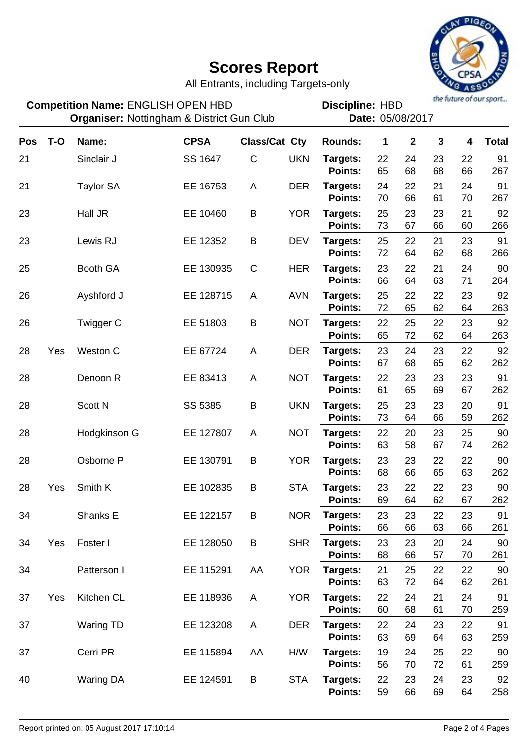# Scores Report

All Entrants, including Targets-only

**Competition Name:** ENGLISH OPEN HBD
**Organiser:** Nottingham & District Gun Club

**Discipline:** HBD
**Date:** 05/08/2017

the future of our sport...

| Pos | T-O | Name: | CPSA | Class/Cat | Cty | Rounds: | 1 | 2 | 3 | 4 | Total |
|---|---|---|---|---|---|---|---|---|---|---|---|
| 21 | | Sinclair J | SS 1647 | C | UKN | **Targets:** | 22 | 24 | 23 | 22 | 91 |
| | | | | | | **Points:** | 65 | 68 | 68 | 66 | 267 |
| 21 | | Taylor SA | EE 16753 | A | DER | **Targets:** | 24 | 22 | 21 | 24 | 91 |
| | | | | | | **Points:** | 70 | 66 | 61 | 70 | 267 |
| 23 | | Hall JR | EE 10460 | B | YOR | **Targets:** | 25 | 23 | 23 | 21 | 92 |
| | | | | | | **Points:** | 73 | 67 | 66 | 60 | 266 |
| 23 | | Lewis RJ | EE 12352 | B | DEV | **Targets:** | 25 | 22 | 21 | 23 | 91 |
| | | | | | | **Points:** | 72 | 64 | 62 | 68 | 266 |
| 25 | | Booth GA | EE 130935 | C | HER | **Targets:** | 23 | 22 | 21 | 24 | 90 |
| | | | | | | **Points:** | 66 | 64 | 63 | 71 | 264 |
| 26 | | Ayshford J | EE 128715 | A | AVN | **Targets:** | 25 | 22 | 22 | 23 | 92 |
| | | | | | | **Points:** | 72 | 65 | 62 | 64 | 263 |
| 26 | | Twigger C | EE 51803 | B | NOT | **Targets:** | 22 | 25 | 22 | 23 | 92 |
| | | | | | | **Points:** | 65 | 72 | 62 | 64 | 263 |
| 28 | Yes | Weston C | EE 67724 | A | DER | **Targets:** | 23 | 24 | 23 | 22 | 92 |
| | | | | | | **Points:** | 67 | 68 | 65 | 62 | 262 |
| 28 | | Denoon R | EE 83413 | A | NOT | **Targets:** | 22 | 23 | 23 | 23 | 91 |
| | | | | | | **Points:** | 61 | 65 | 69 | 67 | 262 |
| 28 | | Scott N | SS 5385 | B | UKN | **Targets:** | 25 | 23 | 23 | 20 | 91 |
| | | | | | | **Points:** | 73 | 64 | 66 | 59 | 262 |
| 28 | | Hodgkinson G | EE 127807 | A | NOT | **Targets:** | 22 | 20 | 23 | 25 | 90 |
| | | | | | | **Points:** | 63 | 58 | 67 | 74 | 262 |
| 28 | | Osborne P | EE 130791 | B | YOR | **Targets:** | 23 | 23 | 22 | 22 | 90 |
| | | | | | | **Points:** | 68 | 66 | 65 | 63 | 262 |
| 28 | Yes | Smith K | EE 102835 | B | STA | **Targets:** | 23 | 22 | 22 | 23 | 90 |
| | | | | | | **Points:** | 69 | 64 | 62 | 67 | 262 |
| 34 | | Shanks E | EE 122157 | B | NOR | **Targets:** | 23 | 23 | 22 | 23 | 91 |
| | | | | | | **Points:** | 66 | 66 | 63 | 66 | 261 |
| 34 | Yes | Foster I | EE 128050 | B | SHR | **Targets:** | 23 | 23 | 20 | 24 | 90 |
| | | | | | | **Points:** | 68 | 66 | 57 | 70 | 261 |
| 34 | | Patterson I | EE 115291 | AA | YOR | **Targets:** | 21 | 25 | 22 | 22 | 90 |
| | | | | | | **Points:** | 63 | 72 | 64 | 62 | 261 |
| 37 | Yes | Kitchen CL | EE 118936 | A | YOR | **Targets:** | 22 | 24 | 21 | 24 | 91 |
| | | | | | | **Points:** | 60 | 68 | 61 | 70 | 259 |
| 37 | | Waring TD | EE 123208 | A | DER | **Targets:** | 22 | 24 | 23 | 22 | 91 |
| | | | | | | **Points:** | 63 | 69 | 64 | 63 | 259 |
| 37 | | Cerri PR | EE 115894 | AA | H/W | **Targets:** | 19 | 24 | 25 | 22 | 90 |
| | | | | | | **Points:** | 56 | 70 | 72 | 61 | 259 |
| 40 | | Waring DA | EE 124591 | B | STA | **Targets:** | 22 | 23 | 24 | 23 | 92 |
| | | | | | | **Points:** | 59 | 66 | 69 | 64 | 258 |

Report printed on: 05 August 2017 17:10:14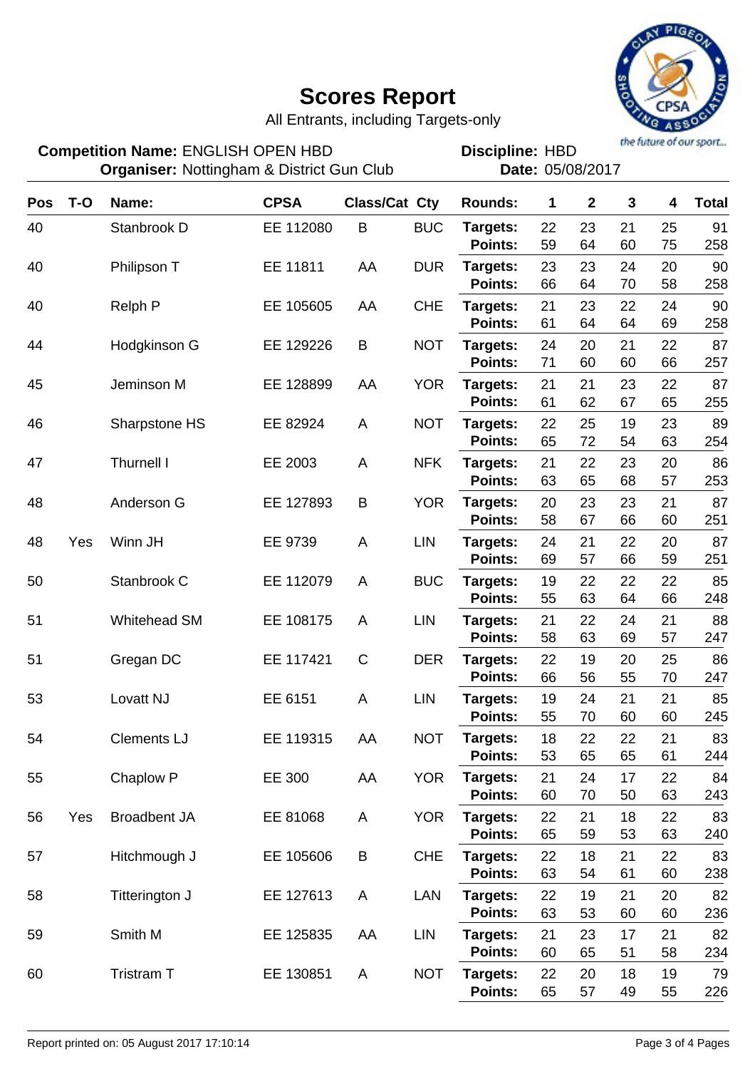# Scores Report

All Entrants, including Targets-only

**Competition Name:** ENGLISH OPEN HBD
**Organiser:** Nottingham & District Gun Club

**Discipline:** HBD
**Date:** 05/08/2017

| Pos | T-O | Name: | CPSA | Class/Cat | Cty | Rounds: | 1 | 2 | 3 | 4 | Total |
|---|---|---|---|---|---|---|---|---|---|---|---|
| 40 | | Stanbrook D | EE 112080 | B | BUC | Targets: | 22 | 23 | 21 | 25 | 91 |
| | | | | | | Points: | 59 | 64 | 60 | 75 | 258 |
| 40 | | Philipson T | EE 11811 | AA | DUR | Targets: | 23 | 23 | 24 | 20 | 90 |
| | | | | | | Points: | 66 | 64 | 70 | 58 | 258 |
| 40 | | Relph P | EE 105605 | AA | CHE | Targets: | 21 | 23 | 22 | 24 | 90 |
| | | | | | | Points: | 61 | 64 | 64 | 69 | 258 |
| 44 | | Hodgkinson G | EE 129226 | B | NOT | Targets: | 24 | 20 | 21 | 22 | 87 |
| | | | | | | Points: | 71 | 60 | 60 | 66 | 257 |
| 45 | | Jeminson M | EE 128899 | AA | YOR | Targets: | 21 | 21 | 23 | 22 | 87 |
| | | | | | | Points: | 61 | 62 | 67 | 65 | 255 |
| 46 | | Sharpstone HS | EE 82924 | A | NOT | Targets: | 22 | 25 | 19 | 23 | 89 |
| | | | | | | Points: | 65 | 72 | 54 | 63 | 254 |
| 47 | | Thurnell I | EE 2003 | A | NFK | Targets: | 21 | 22 | 23 | 20 | 86 |
| | | | | | | Points: | 63 | 65 | 68 | 57 | 253 |
| 48 | | Anderson G | EE 127893 | B | YOR | Targets: | 20 | 23 | 23 | 21 | 87 |
| | | | | | | Points: | 58 | 67 | 66 | 60 | 251 |
| 48 | Yes | Winn JH | EE 9739 | A | LIN | Targets: | 24 | 21 | 22 | 20 | 87 |
| | | | | | | Points: | 69 | 57 | 66 | 59 | 251 |
| 50 | | Stanbrook C | EE 112079 | A | BUC | Targets: | 19 | 22 | 22 | 22 | 85 |
| | | | | | | Points: | 55 | 63 | 64 | 66 | 248 |
| 51 | | Whitehead SM | EE 108175 | A | LIN | Targets: | 21 | 22 | 24 | 21 | 88 |
| | | | | | | Points: | 58 | 63 | 69 | 57 | 247 |
| 51 | | Gregan DC | EE 117421 | C | DER | Targets: | 22 | 19 | 20 | 25 | 86 |
| | | | | | | Points: | 66 | 56 | 55 | 70 | 247 |
| 53 | | Lovatt NJ | EE 6151 | A | LIN | Targets: | 19 | 24 | 21 | 21 | 85 |
| | | | | | | Points: | 55 | 70 | 60 | 60 | 245 |
| 54 | | Clements LJ | EE 119315 | AA | NOT | Targets: | 18 | 22 | 22 | 21 | 83 |
| | | | | | | Points: | 53 | 65 | 65 | 61 | 244 |
| 55 | | Chaplow P | EE 300 | AA | YOR | Targets: | 21 | 24 | 17 | 22 | 84 |
| | | | | | | Points: | 60 | 70 | 50 | 63 | 243 |
| 56 | Yes | Broadbent JA | EE 81068 | A | YOR | Targets: | 22 | 21 | 18 | 22 | 83 |
| | | | | | | Points: | 65 | 59 | 53 | 63 | 240 |
| 57 | | Hitchmough J | EE 105606 | B | CHE | Targets: | 22 | 18 | 21 | 22 | 83 |
| | | | | | | Points: | 63 | 54 | 61 | 60 | 238 |
| 58 | | Titterington J | EE 127613 | A | LAN | Targets: | 22 | 19 | 21 | 20 | 82 |
| | | | | | | Points: | 63 | 53 | 60 | 60 | 236 |
| 59 | | Smith M | EE 125835 | AA | LIN | Targets: | 21 | 23 | 17 | 21 | 82 |
| | | | | | | Points: | 60 | 65 | 51 | 58 | 234 |
| 60 | | Tristram T | EE 130851 | A | NOT | Targets: | 22 | 20 | 18 | 19 | 79 |
| | | | | | | Points: | 65 | 57 | 49 | 55 | 226 |

Report printed on: 05 August 2017 17:10:14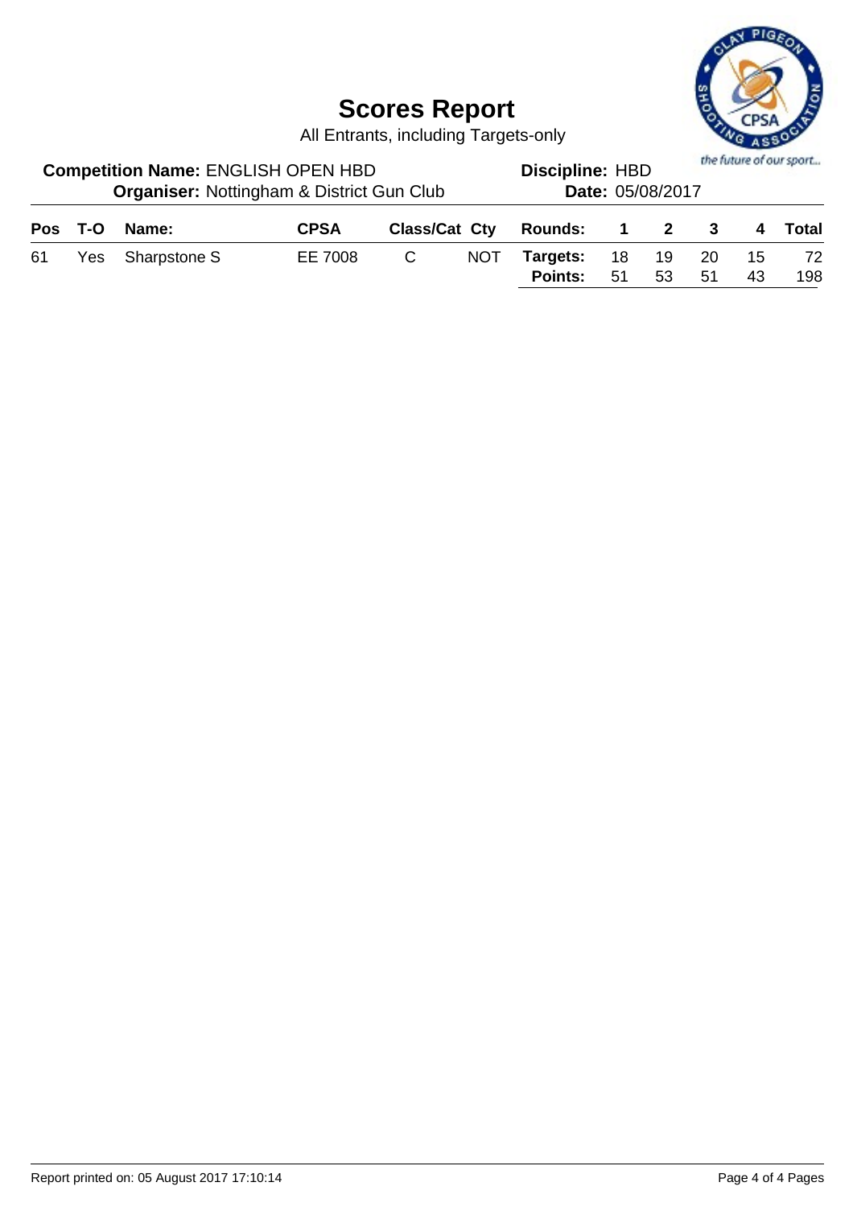# Scores Report

All Entrants, including Targets-only

**Competition Name:** ENGLISH OPEN HBD
**Organiser:** Nottingham & District Gun Club

**Discipline:** HBD
**Date:** 05/08/2017

| Pos | T-O | Name: | CPSA | Class/Cat | Cty | Rounds: | 1 | 2 | 3 | 4 | Total |
|---|---|---|---|---|---|---|---|---|---|---|---|
| 61 | Yes | Sharpstone S | EE 7008 | C | NOT | **Targets:** | 18 | 19 | 20 | 15 | 72 |
| | | | | | | **Points:** | 51 | 53 | 51 | 43 | 198 |

Report printed on: 05 August 2017 17:10:14